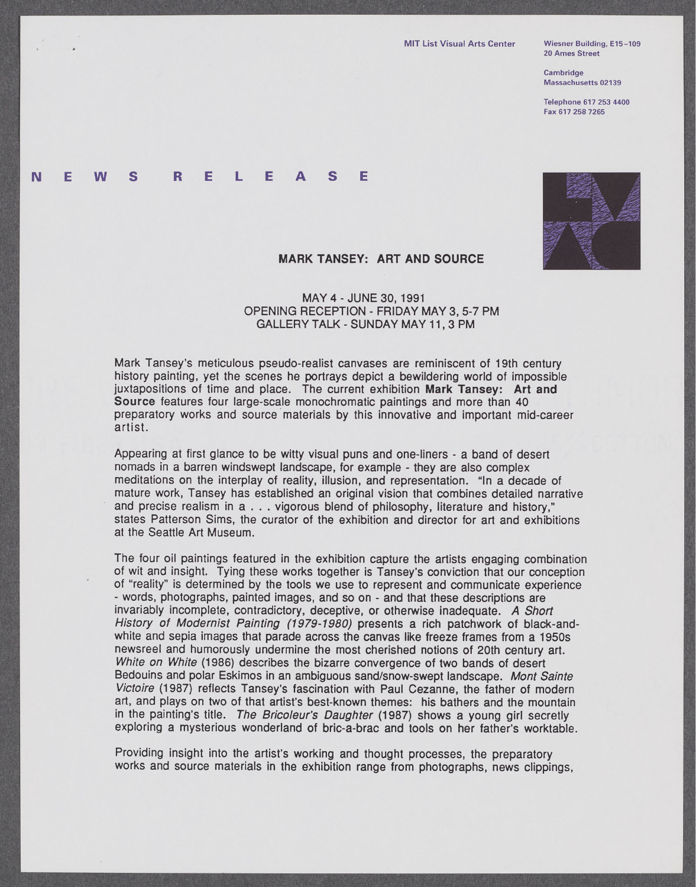MIT List Visual Arts Center

Wiesner Building, E15-109
20 Ames Street

Cambridge
Massachusetts 02139

Telephone 617 253 4400
Fax 617 258 7265

# N E W S R E L E A S E

## MARK TANSEY: ART AND SOURCE

MAY 4 - JUNE 30, 1991
OPENING RECEPTION - FRIDAY MAY 3, 5-7 PM
GALLERY TALK - SUNDAY MAY 11, 3 PM

Mark Tansey's meticulous pseudo-realist canvases are reminiscent of 19th century history painting, yet the scenes he portrays depict a bewildering world of impossible juxtapositions of time and place. The current exhibition **Mark Tansey: Art and Source** features four large-scale monochromatic paintings and more than 40 preparatory works and source materials by this innovative and important mid-career artist.

Appearing at first glance to be witty visual puns and one-liners - a band of desert nomads in a barren windswept landscape, for example - they are also complex meditations on the interplay of reality, illusion, and representation. "In a decade of mature work, Tansey has established an original vision that combines detailed narrative and precise realism in a . . . vigorous blend of philosophy, literature and history," states Patterson Sims, the curator of the exhibition and director for art and exhibitions at the Seattle Art Museum.

The four oil paintings featured in the exhibition capture the artists engaging combination of wit and insight. Tying these works together is Tansey's conviction that our conception of "reality" is determined by the tools we use to represent and communicate experience - words, photographs, painted images, and so on - and that these descriptions are invariably incomplete, contradictory, deceptive, or otherwise inadequate. *A Short History of Modernist Painting (1979-1980)* presents a rich patchwork of black-and-white and sepia images that parade across the canvas like freeze frames from a 1950s newsreel and humorously undermine the most cherished notions of 20th century art. *White on White* (1986) describes the bizarre convergence of two bands of desert Bedouins and polar Eskimos in an ambiguous sand/snow-swept landscape. *Mont Sainte Victoire* (1987) reflects Tansey's fascination with Paul Cezanne, the father of modern art, and plays on two of that artist's best-known themes: his bathers and the mountain in the painting's title. *The Bricoleur's Daughter* (1987) shows a young girl secretly exploring a mysterious wonderland of bric-a-brac and tools on her father's worktable.

Providing insight into the artist's working and thought processes, the preparatory works and source materials in the exhibition range from photographs, news clippings,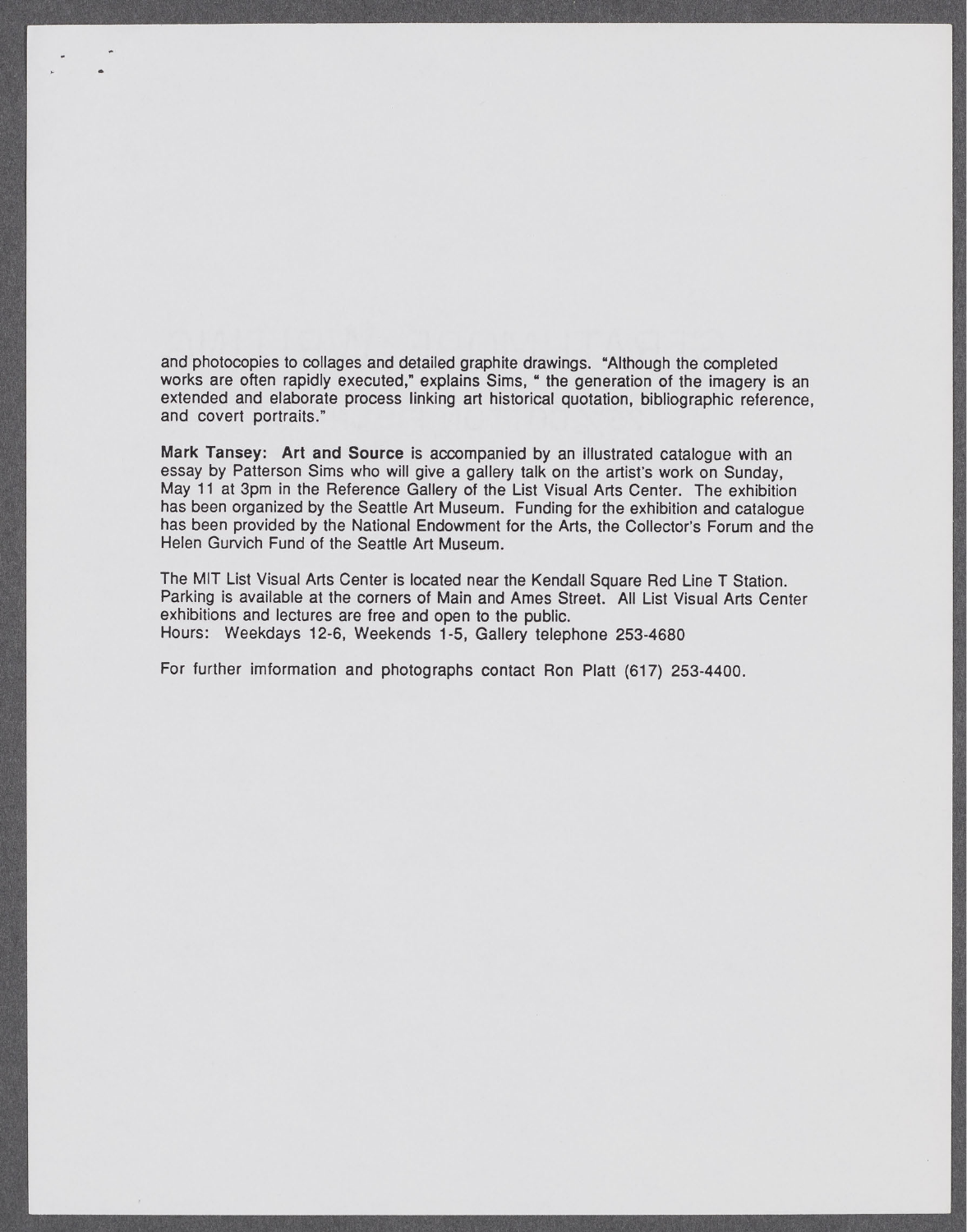and photocopies to collages and detailed graphite drawings. "Although the completed works are often rapidly executed," explains Sims, " the generation of the imagery is an extended and elaborate process linking art historical quotation, bibliographic reference, and covert portraits."

**Mark Tansey: Art and Source** is accompanied by an illustrated catalogue with an essay by Patterson Sims who will give a gallery talk on the artist's work on Sunday, May 11 at 3pm in the Reference Gallery of the List Visual Arts Center. The exhibition has been organized by the Seattle Art Museum. Funding for the exhibition and catalogue has been provided by the National Endowment for the Arts, the Collector's Forum and the Helen Gurvich Fund of the Seattle Art Museum.

The MIT List Visual Arts Center is located near the Kendall Square Red Line T Station. Parking is available at the corners of Main and Ames Street. All List Visual Arts Center exhibitions and lectures are free and open to the public.
Hours: Weekdays 12-6, Weekends 1-5, Gallery telephone 253-4680

For further imformation and photographs contact Ron Platt (617) 253-4400.